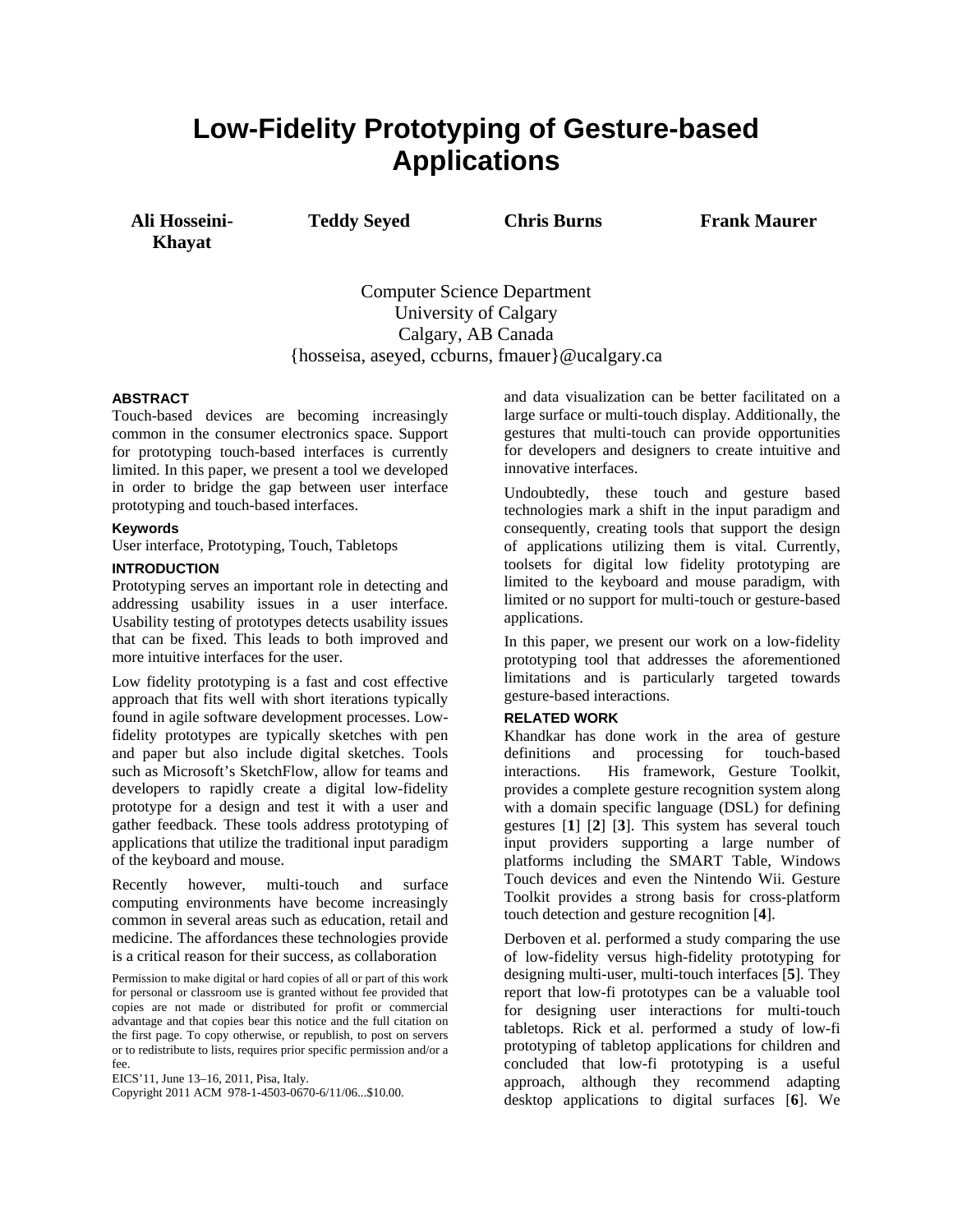# Low-Fidelity Prototyping of Gesture-based Applications

**Ali Hosseini-Khayat** **Teddy Seyed** **Chris Burns** **Frank Maurer**

Computer Science Department
University of Calgary
Calgary, AB Canada
{hosseisa, aseyed, ccburns, fmauer}@ucalgary.ca

## ABSTRACT

Touch-based devices are becoming increasingly common in the consumer electronics space. Support for prototyping touch-based interfaces is currently limited. In this paper, we present a tool we developed in order to bridge the gap between user interface prototyping and touch-based interfaces.

### Keywords

User interface, Prototyping, Touch, Tabletops

## INTRODUCTION

Prototyping serves an important role in detecting and addressing usability issues in a user interface. Usability testing of prototypes detects usability issues that can be fixed. This leads to both improved and more intuitive interfaces for the user.

Low fidelity prototyping is a fast and cost effective approach that fits well with short iterations typically found in agile software development processes. Low-fidelity prototypes are typically sketches with pen and paper but also include digital sketches. Tools such as Microsoft's SketchFlow, allow for teams and developers to rapidly create a digital low-fidelity prototype for a design and test it with a user and gather feedback. These tools address prototyping of applications that utilize the traditional input paradigm of the keyboard and mouse.

Recently however, multi-touch and surface computing environments have become increasingly common in several areas such as education, retail and medicine. The affordances these technologies provide is a critical reason for their success, as collaboration and data visualization can be better facilitated on a large surface or multi-touch display. Additionally, the gestures that multi-touch can provide opportunities for developers and designers to create intuitive and innovative interfaces.

Permission to make digital or hard copies of all or part of this work for personal or classroom use is granted without fee provided that copies are not made or distributed for profit or commercial advantage and that copies bear this notice and the full citation on the first page. To copy otherwise, or republish, to post on servers or to redistribute to lists, requires prior specific permission and/or a fee.

EICS'11, June 13–16, 2011, Pisa, Italy.

Copyright 2011 ACM 978-1-4503-0670-6/11/06...$10.00.

Undoubtedly, these touch and gesture based technologies mark a shift in the input paradigm and consequently, creating tools that support the design of applications utilizing them is vital. Currently, toolsets for digital low fidelity prototyping are limited to the keyboard and mouse paradigm, with limited or no support for multi-touch or gesture-based applications.

In this paper, we present our work on a low-fidelity prototyping tool that addresses the aforementioned limitations and is particularly targeted towards gesture-based interactions.

## RELATED WORK

Khandkar has done work in the area of gesture definitions and processing for touch-based interactions. His framework, Gesture Toolkit, provides a complete gesture recognition system along with a domain specific language (DSL) for defining gestures [**1**] [**2**] [**3**]. This system has several touch input providers supporting a large number of platforms including the SMART Table, Windows Touch devices and even the Nintendo Wii. Gesture Toolkit provides a strong basis for cross-platform touch detection and gesture recognition [**4**].

Derboven et al. performed a study comparing the use of low-fidelity versus high-fidelity prototyping for designing multi-user, multi-touch interfaces [**5**]. They report that low-fi prototypes can be a valuable tool for designing user interactions for multi-touch tabletops. Rick et al. performed a study of low-fi prototyping of tabletop applications for children and concluded that low-fi prototyping is a useful approach, although they recommend adapting desktop applications to digital surfaces [**6**]. We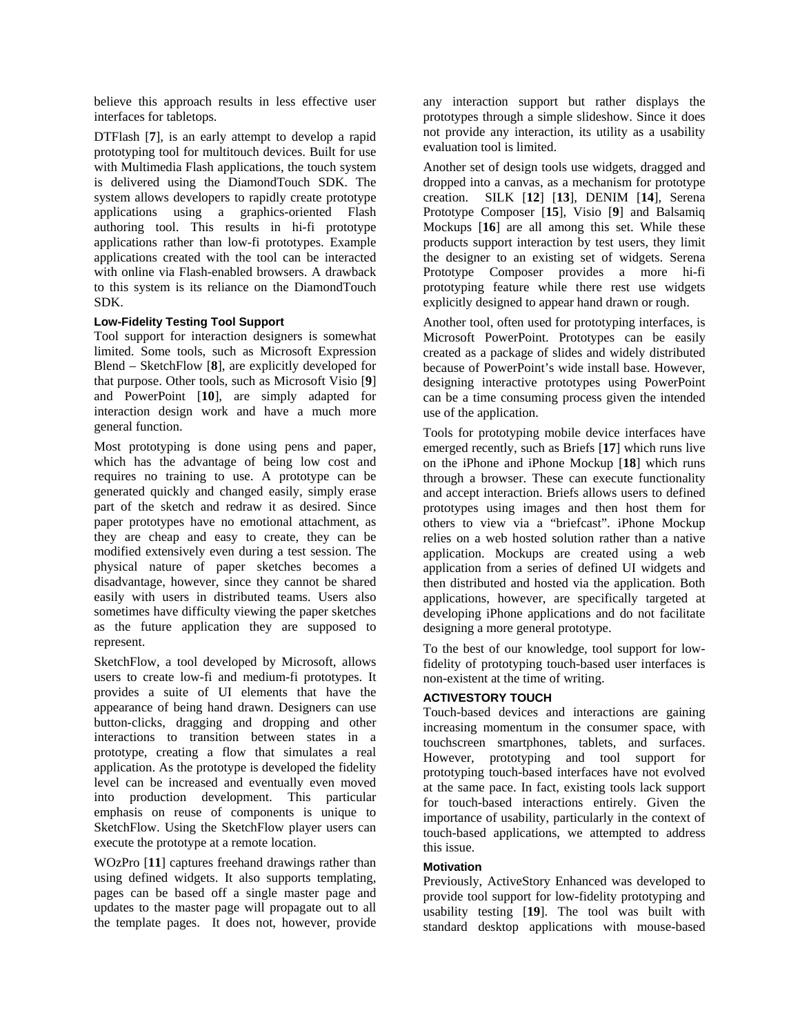believe this approach results in less effective user interfaces for tabletops.

DTFlash [**7**], is an early attempt to develop a rapid prototyping tool for multitouch devices. Built for use with Multimedia Flash applications, the touch system is delivered using the DiamondTouch SDK. The system allows developers to rapidly create prototype applications using a graphics-oriented Flash authoring tool. This results in hi-fi prototype applications rather than low-fi prototypes. Example applications created with the tool can be interacted with online via Flash-enabled browsers. A drawback to this system is its reliance on the DiamondTouch SDK.

### Low-Fidelity Testing Tool Support

Tool support for interaction designers is somewhat limited. Some tools, such as Microsoft Expression Blend – SketchFlow [**8**], are explicitly developed for that purpose. Other tools, such as Microsoft Visio [**9**] and PowerPoint [**10**], are simply adapted for interaction design work and have a much more general function.

Most prototyping is done using pens and paper, which has the advantage of being low cost and requires no training to use. A prototype can be generated quickly and changed easily, simply erase part of the sketch and redraw it as desired. Since paper prototypes have no emotional attachment, as they are cheap and easy to create, they can be modified extensively even during a test session. The physical nature of paper sketches becomes a disadvantage, however, since they cannot be shared easily with users in distributed teams. Users also sometimes have difficulty viewing the paper sketches as the future application they are supposed to represent.

SketchFlow, a tool developed by Microsoft, allows users to create low-fi and medium-fi prototypes. It provides a suite of UI elements that have the appearance of being hand drawn. Designers can use button-clicks, dragging and dropping and other interactions to transition between states in a prototype, creating a flow that simulates a real application. As the prototype is developed the fidelity level can be increased and eventually even moved into production development. This particular emphasis on reuse of components is unique to SketchFlow. Using the SketchFlow player users can execute the prototype at a remote location.

WOzPro [**11**] captures freehand drawings rather than using defined widgets. It also supports templating, pages can be based off a single master page and updates to the master page will propagate out to all the template pages. It does not, however, provide any interaction support but rather displays the prototypes through a simple slideshow. Since it does not provide any interaction, its utility as a usability evaluation tool is limited.

Another set of design tools use widgets, dragged and dropped into a canvas, as a mechanism for prototype creation. SILK [**12**] [**13**], DENIM [**14**], Serena Prototype Composer [**15**], Visio [**9**] and Balsamiq Mockups [**16**] are all among this set. While these products support interaction by test users, they limit the designer to an existing set of widgets. Serena Prototype Composer provides a more hi-fi prototyping feature while there rest use widgets explicitly designed to appear hand drawn or rough.

Another tool, often used for prototyping interfaces, is Microsoft PowerPoint. Prototypes can be easily created as a package of slides and widely distributed because of PowerPoint's wide install base. However, designing interactive prototypes using PowerPoint can be a time consuming process given the intended use of the application.

Tools for prototyping mobile device interfaces have emerged recently, such as Briefs [**17**] which runs live on the iPhone and iPhone Mockup [**18**] which runs through a browser. These can execute functionality and accept interaction. Briefs allows users to defined prototypes using images and then host them for others to view via a "briefcast". iPhone Mockup relies on a web hosted solution rather than a native application. Mockups are created using a web application from a series of defined UI widgets and then distributed and hosted via the application. Both applications, however, are specifically targeted at developing iPhone applications and do not facilitate designing a more general prototype.

To the best of our knowledge, tool support for low-fidelity of prototyping touch-based user interfaces is non-existent at the time of writing.

## ACTIVESTORY TOUCH

Touch-based devices and interactions are gaining increasing momentum in the consumer space, with touchscreen smartphones, tablets, and surfaces. However, prototyping and tool support for prototyping touch-based interfaces have not evolved at the same pace. In fact, existing tools lack support for touch-based interactions entirely. Given the importance of usability, particularly in the context of touch-based applications, we attempted to address this issue.

### Motivation

Previously, ActiveStory Enhanced was developed to provide tool support for low-fidelity prototyping and usability testing [**19**]. The tool was built with standard desktop applications with mouse-based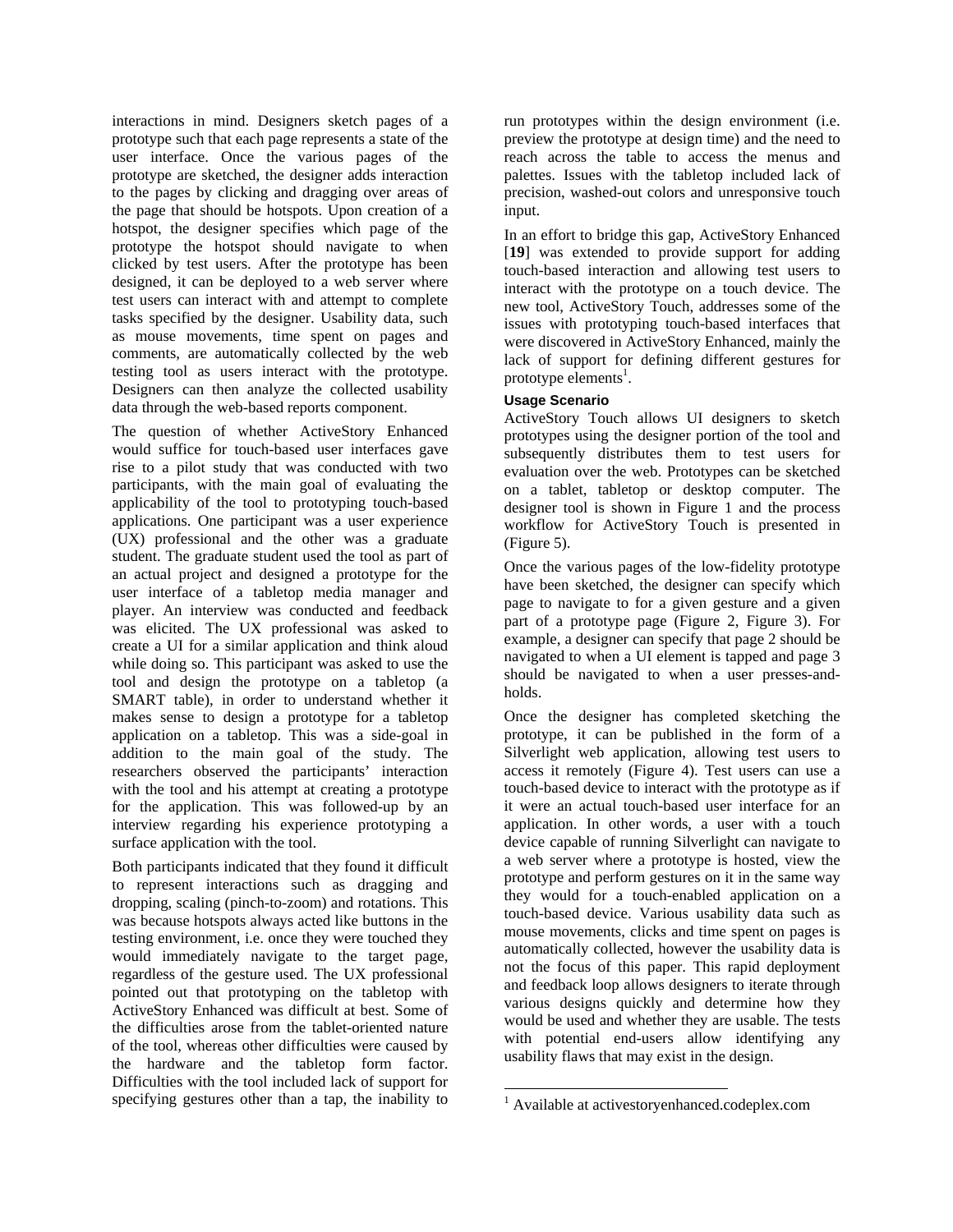interactions in mind. Designers sketch pages of a prototype such that each page represents a state of the user interface. Once the various pages of the prototype are sketched, the designer adds interaction to the pages by clicking and dragging over areas of the page that should be hotspots. Upon creation of a hotspot, the designer specifies which page of the prototype the hotspot should navigate to when clicked by test users. After the prototype has been designed, it can be deployed to a web server where test users can interact with and attempt to complete tasks specified by the designer. Usability data, such as mouse movements, time spent on pages and comments, are automatically collected by the web testing tool as users interact with the prototype. Designers can then analyze the collected usability data through the web-based reports component.

The question of whether ActiveStory Enhanced would suffice for touch-based user interfaces gave rise to a pilot study that was conducted with two participants, with the main goal of evaluating the applicability of the tool to prototyping touch-based applications. One participant was a user experience (UX) professional and the other was a graduate student. The graduate student used the tool as part of an actual project and designed a prototype for the user interface of a tabletop media manager and player. An interview was conducted and feedback was elicited. The UX professional was asked to create a UI for a similar application and think aloud while doing so. This participant was asked to use the tool and design the prototype on a tabletop (a SMART table), in order to understand whether it makes sense to design a prototype for a tabletop application on a tabletop. This was a side-goal in addition to the main goal of the study. The researchers observed the participants' interaction with the tool and his attempt at creating a prototype for the application. This was followed-up by an interview regarding his experience prototyping a surface application with the tool.

Both participants indicated that they found it difficult to represent interactions such as dragging and dropping, scaling (pinch-to-zoom) and rotations. This was because hotspots always acted like buttons in the testing environment, i.e. once they were touched they would immediately navigate to the target page, regardless of the gesture used. The UX professional pointed out that prototyping on the tabletop with ActiveStory Enhanced was difficult at best. Some of the difficulties arose from the tablet-oriented nature of the tool, whereas other difficulties were caused by the hardware and the tabletop form factor. Difficulties with the tool included lack of support for specifying gestures other than a tap, the inability to run prototypes within the design environment (i.e. preview the prototype at design time) and the need to reach across the table to access the menus and palettes. Issues with the tabletop included lack of precision, washed-out colors and unresponsive touch input.

In an effort to bridge this gap, ActiveStory Enhanced [**19**] was extended to provide support for adding touch-based interaction and allowing test users to interact with the prototype on a touch device. The new tool, ActiveStory Touch, addresses some of the issues with prototyping touch-based interfaces that were discovered in ActiveStory Enhanced, mainly the lack of support for defining different gestures for prototype elements[1].

#### Usage Scenario

ActiveStory Touch allows UI designers to sketch prototypes using the designer portion of the tool and subsequently distributes them to test users for evaluation over the web. Prototypes can be sketched on a tablet, tabletop or desktop computer. The designer tool is shown in Figure 1 and the process workflow for ActiveStory Touch is presented in (Figure 5).

Once the various pages of the low-fidelity prototype have been sketched, the designer can specify which page to navigate to for a given gesture and a given part of a prototype page (Figure 2, Figure 3). For example, a designer can specify that page 2 should be navigated to when a UI element is tapped and page 3 should be navigated to when a user presses-and-holds.

Once the designer has completed sketching the prototype, it can be published in the form of a Silverlight web application, allowing test users to access it remotely (Figure 4). Test users can use a touch-based device to interact with the prototype as if it were an actual touch-based user interface for an application. In other words, a user with a touch device capable of running Silverlight can navigate to a web server where a prototype is hosted, view the prototype and perform gestures on it in the same way they would for a touch-enabled application on a touch-based device. Various usability data such as mouse movements, clicks and time spent on pages is automatically collected, however the usability data is not the focus of this paper. This rapid deployment and feedback loop allows designers to iterate through various designs quickly and determine how they would be used and whether they are usable. The tests with potential end-users allow identifying any usability flaws that may exist in the design.

---

[1] Available at activestoryenhanced.codeplex.com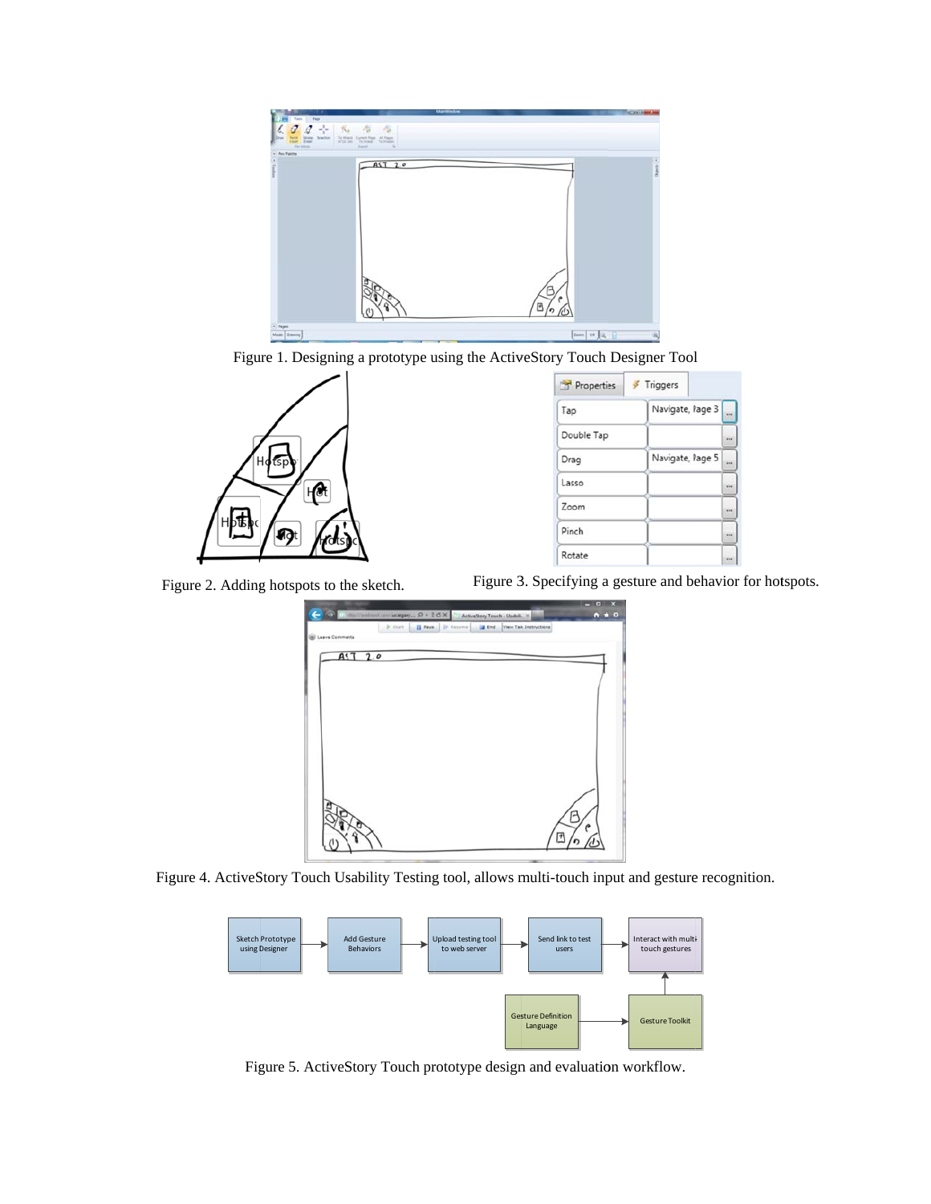Figure 1. Designing a prototype using the ActiveStory Touch Designer Tool

Figure 2. Adding hotspots to the sketch.

Figure 3. Specifying a gesture and behavior for hotspots.

Figure 4. ActiveStory Touch Usability Testing tool, allows multi-touch input and gesture recognition.

Figure 5. ActiveStory Touch prototype design and evaluation workflow.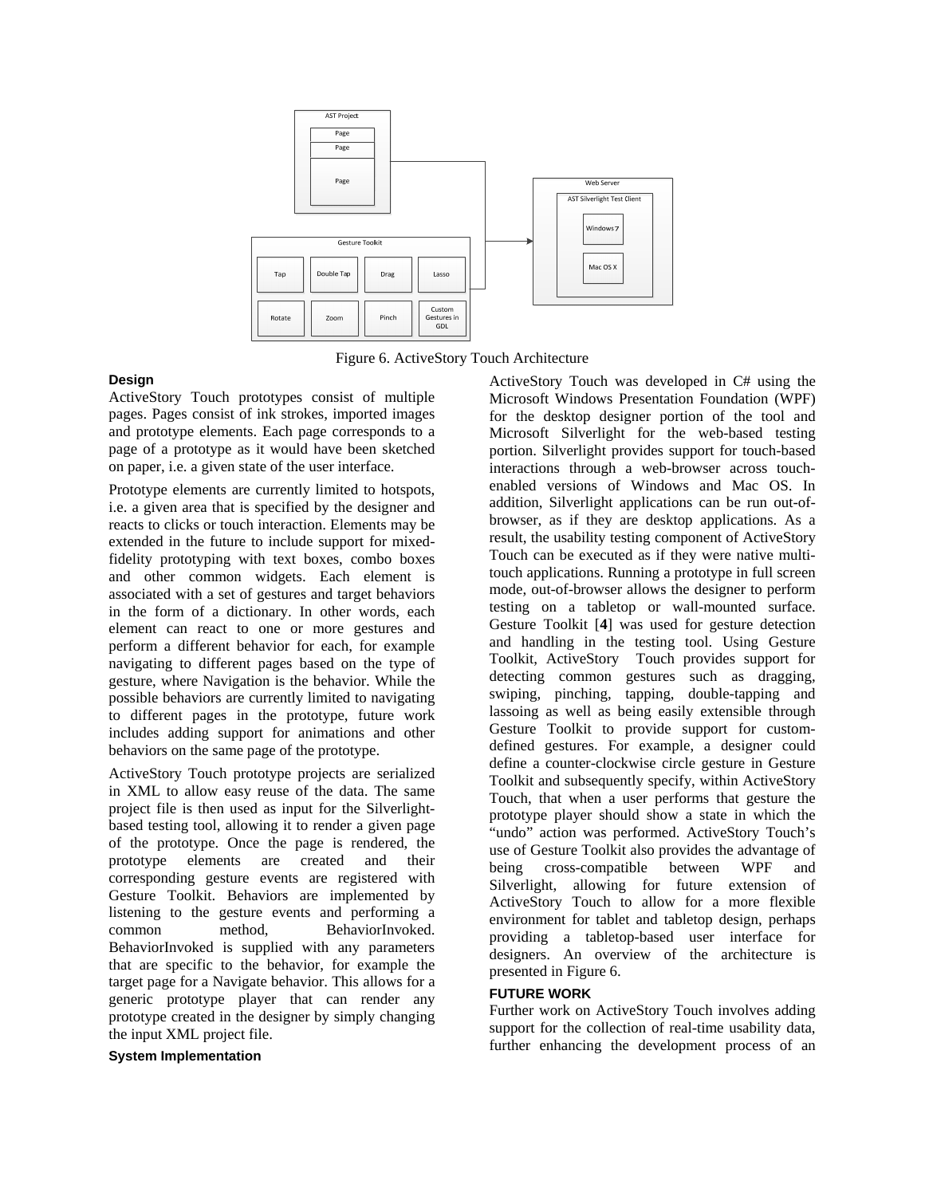Figure 6. ActiveStory Touch Architecture

### Design

ActiveStory Touch prototypes consist of multiple pages. Pages consist of ink strokes, imported images and prototype elements. Each page corresponds to a page of a prototype as it would have been sketched on paper, i.e. a given state of the user interface.

Prototype elements are currently limited to hotspots, i.e. a given area that is specified by the designer and reacts to clicks or touch interaction. Elements may be extended in the future to include support for mixed-fidelity prototyping with text boxes, combo boxes and other common widgets. Each element is associated with a set of gestures and target behaviors in the form of a dictionary. In other words, each element can react to one or more gestures and perform a different behavior for each, for example navigating to different pages based on the type of gesture, where Navigation is the behavior. While the possible behaviors are currently limited to navigating to different pages in the prototype, future work includes adding support for animations and other behaviors on the same page of the prototype.

ActiveStory Touch prototype projects are serialized in XML to allow easy reuse of the data. The same project file is then used as input for the Silverlight-based testing tool, allowing it to render a given page of the prototype. Once the page is rendered, the prototype elements are created and their corresponding gesture events are registered with Gesture Toolkit. Behaviors are implemented by listening to the gesture events and performing a common method, BehaviorInvoked. BehaviorInvoked is supplied with any parameters that are specific to the behavior, for example the target page for a Navigate behavior. This allows for a generic prototype player that can render any prototype created in the designer by simply changing the input XML project file.

### System Implementation

ActiveStory Touch was developed in C# using the Microsoft Windows Presentation Foundation (WPF) for the desktop designer portion of the tool and Microsoft Silverlight for the web-based testing portion. Silverlight provides support for touch-based interactions through a web-browser across touch-enabled versions of Windows and Mac OS. In addition, Silverlight applications can be run out-of-browser, as if they are desktop applications. As a result, the usability testing component of ActiveStory Touch can be executed as if they were native multi-touch applications. Running a prototype in full screen mode, out-of-browser allows the designer to perform testing on a tabletop or wall-mounted surface. Gesture Toolkit [**4**] was used for gesture detection and handling in the testing tool. Using Gesture Toolkit, ActiveStory Touch provides support for detecting common gestures such as dragging, swiping, pinching, tapping, double-tapping and lassoing as well as being easily extensible through Gesture Toolkit to provide support for custom-defined gestures. For example, a designer could define a counter-clockwise circle gesture in Gesture Toolkit and subsequently specify, within ActiveStory Touch, that when a user performs that gesture the prototype player should show a state in which the "undo" action was performed. ActiveStory Touch's use of Gesture Toolkit also provides the advantage of being cross-compatible between WPF and Silverlight, allowing for future extension of ActiveStory Touch to allow for a more flexible environment for tablet and tabletop design, perhaps providing a tabletop-based user interface for designers. An overview of the architecture is presented in Figure 6.

## FUTURE WORK

Further work on ActiveStory Touch involves adding support for the collection of real-time usability data, further enhancing the development process of an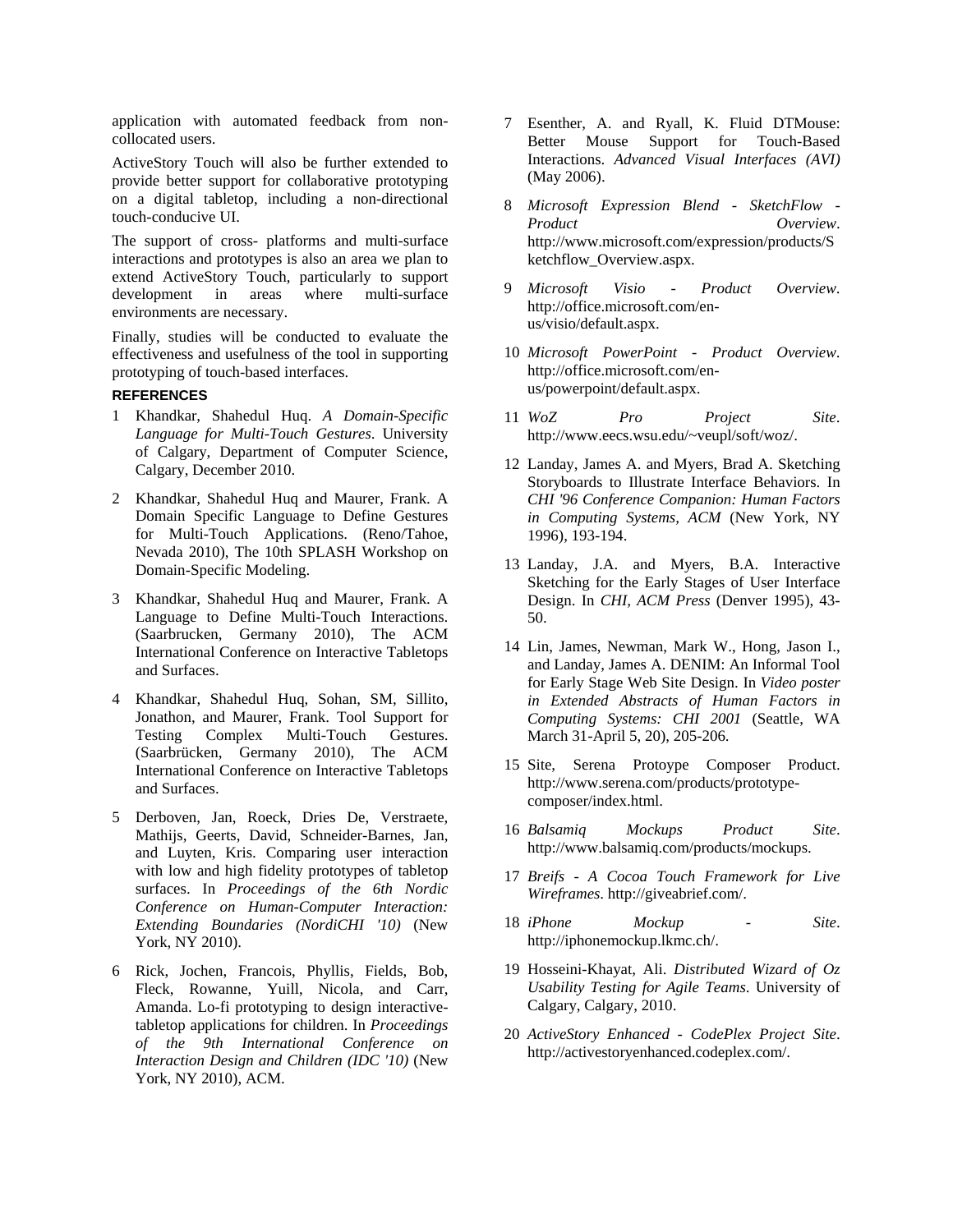application with automated feedback from non-collocated users.

ActiveStory Touch will also be further extended to provide better support for collaborative prototyping on a digital tabletop, including a non-directional touch-conducive UI.

The support of cross- platforms and multi-surface interactions and prototypes is also an area we plan to extend ActiveStory Touch, particularly to support development in areas where multi-surface environments are necessary.

Finally, studies will be conducted to evaluate the effectiveness and usefulness of the tool in supporting prototyping of touch-based interfaces.

### REFERENCES

1 Khandkar, Shahedul Huq. *A Domain-Specific Language for Multi-Touch Gestures*. University of Calgary, Department of Computer Science, Calgary, December 2010.

2 Khandkar, Shahedul Huq and Maurer, Frank. A Domain Specific Language to Define Gestures for Multi-Touch Applications. (Reno/Tahoe, Nevada 2010), The 10th SPLASH Workshop on Domain-Specific Modeling.

3 Khandkar, Shahedul Huq and Maurer, Frank. A Language to Define Multi-Touch Interactions. (Saarbrucken, Germany 2010), The ACM International Conference on Interactive Tabletops and Surfaces.

4 Khandkar, Shahedul Huq, Sohan, SM, Sillito, Jonathon, and Maurer, Frank. Tool Support for Testing Complex Multi-Touch Gestures. (Saarbrücken, Germany 2010), The ACM International Conference on Interactive Tabletops and Surfaces.

5 Derboven, Jan, Roeck, Dries De, Verstraete, Mathijs, Geerts, David, Schneider-Barnes, Jan, and Luyten, Kris. Comparing user interaction with low and high fidelity prototypes of tabletop surfaces. In *Proceedings of the 6th Nordic Conference on Human-Computer Interaction: Extending Boundaries (NordiCHI '10)* (New York, NY 2010).

6 Rick, Jochen, Francois, Phyllis, Fields, Bob, Fleck, Rowanne, Yuill, Nicola, and Carr, Amanda. Lo-fi prototyping to design interactive-tabletop applications for children. In *Proceedings of the 9th International Conference on Interaction Design and Children (IDC '10)* (New York, NY 2010), ACM.

7 Esenther, A. and Ryall, K. Fluid DTMouse: Better Mouse Support for Touch-Based Interactions. *Advanced Visual Interfaces (AVI)* (May 2006).

8 *Microsoft Expression Blend - SketchFlow - Product Overview*. http://www.microsoft.com/expression/products/Sketchflow_Overview.aspx.

9 *Microsoft Visio - Product Overview*. http://office.microsoft.com/en-us/visio/default.aspx.

10 *Microsoft PowerPoint - Product Overview*. http://office.microsoft.com/en-us/powerpoint/default.aspx.

11 *WoZ Pro Project Site*. http://www.eecs.wsu.edu/~veupl/soft/woz/.

12 Landay, James A. and Myers, Brad A. Sketching Storyboards to Illustrate Interface Behaviors. In *CHI '96 Conference Companion: Human Factors in Computing Systems, ACM* (New York, NY 1996), 193-194.

13 Landay, J.A. and Myers, B.A. Interactive Sketching for the Early Stages of User Interface Design. In *CHI, ACM Press* (Denver 1995), 43-50.

14 Lin, James, Newman, Mark W., Hong, Jason I., and Landay, James A. DENIM: An Informal Tool for Early Stage Web Site Design. In *Video poster in Extended Abstracts of Human Factors in Computing Systems: CHI 2001* (Seattle, WA March 31-April 5, 20), 205-206.

15 Site, Serena Protoype Composer Product. http://www.serena.com/products/prototype-composer/index.html.

16 *Balsamiq Mockups Product Site*. http://www.balsamiq.com/products/mockups.

17 *Breifs - A Cocoa Touch Framework for Live Wireframes*. http://giveabrief.com/.

18 *iPhone Mockup - Site*. http://iphonemockup.lkmc.ch/.

19 Hosseini-Khayat, Ali. *Distributed Wizard of Oz Usability Testing for Agile Teams*. University of Calgary, Calgary, 2010.

20 *ActiveStory Enhanced - CodePlex Project Site*. http://activestoryenhanced.codeplex.com/.